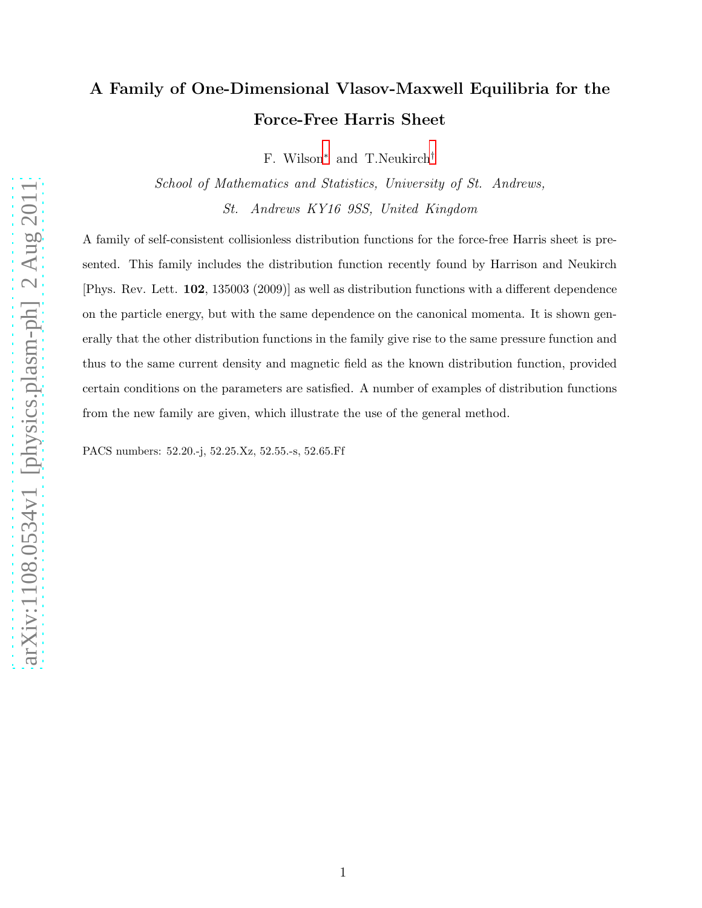# A Family of One-Dimensional Vlasov-Maxwell Equilibria for the Force-Free Harris Sheet

F. Wilson[*] and T.Neukirch[†]

*School of Mathematics and Statistics, University of St. Andrews, St. Andrews KY16 9SS, United Kingdom*

A family of self-consistent collisionless distribution functions for the force-free Harris sheet is presented. This family includes the distribution function recently found by Harrison and Neukirch [Phys. Rev. Lett. **102**, 135003 (2009)] as well as distribution functions with a different dependence on the particle energy, but with the same dependence on the canonical momenta. It is shown generally that the other distribution functions in the family give rise to the same pressure function and thus to the same current density and magnetic field as the known distribution function, provided certain conditions on the parameters are satisfied. A number of examples of distribution functions from the new family are given, which illustrate the use of the general method.

PACS numbers: 52.20.-j, 52.25.Xz, 52.55.-s, 52.65.Ff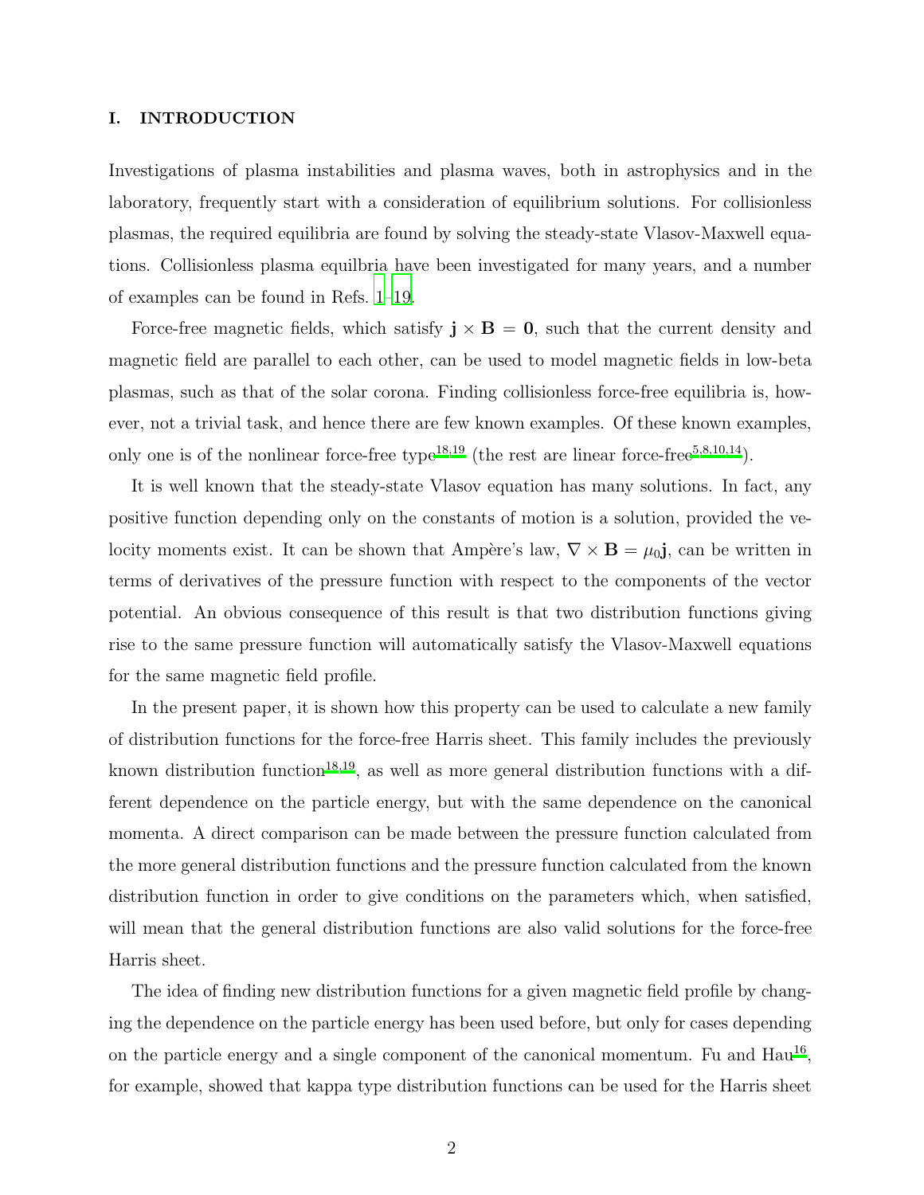## I. INTRODUCTION

Investigations of plasma instabilities and plasma waves, both in astrophysics and in the laboratory, frequently start with a consideration of equilibrium solutions. For collisionless plasmas, the required equilibria are found by solving the steady-state Vlasov-Maxwell equations. Collisionless plasma equilbria have been investigated for many years, and a number of examples can be found in Refs. 1–19.

Force-free magnetic fields, which satisfy $\mathbf{j} \times \mathbf{B} = \mathbf{0}$, such that the current density and magnetic field are parallel to each other, can be used to model magnetic fields in low-beta plasmas, such as that of the solar corona. Finding collisionless force-free equilibria is, however, not a trivial task, and hence there are few known examples. Of these known examples, only one is of the nonlinear force-free type[18,19] (the rest are linear force-free[5,8,10,14]).

It is well known that the steady-state Vlasov equation has many solutions. In fact, any positive function depending only on the constants of motion is a solution, provided the velocity moments exist. It can be shown that Ampère's law, $\nabla \times \mathbf{B} = \mu_0 \mathbf{j}$, can be written in terms of derivatives of the pressure function with respect to the components of the vector potential. An obvious consequence of this result is that two distribution functions giving rise to the same pressure function will automatically satisfy the Vlasov-Maxwell equations for the same magnetic field profile.

In the present paper, it is shown how this property can be used to calculate a new family of distribution functions for the force-free Harris sheet. This family includes the previously known distribution function[18,19], as well as more general distribution functions with a different dependence on the particle energy, but with the same dependence on the canonical momenta. A direct comparison can be made between the pressure function calculated from the more general distribution functions and the pressure function calculated from the known distribution function in order to give conditions on the parameters which, when satisfied, will mean that the general distribution functions are also valid solutions for the force-free Harris sheet.

The idea of finding new distribution functions for a given magnetic field profile by changing the dependence on the particle energy has been used before, but only for cases depending on the particle energy and a single component of the canonical momentum. Fu and Hau[16], for example, showed that kappa type distribution functions can be used for the Harris sheet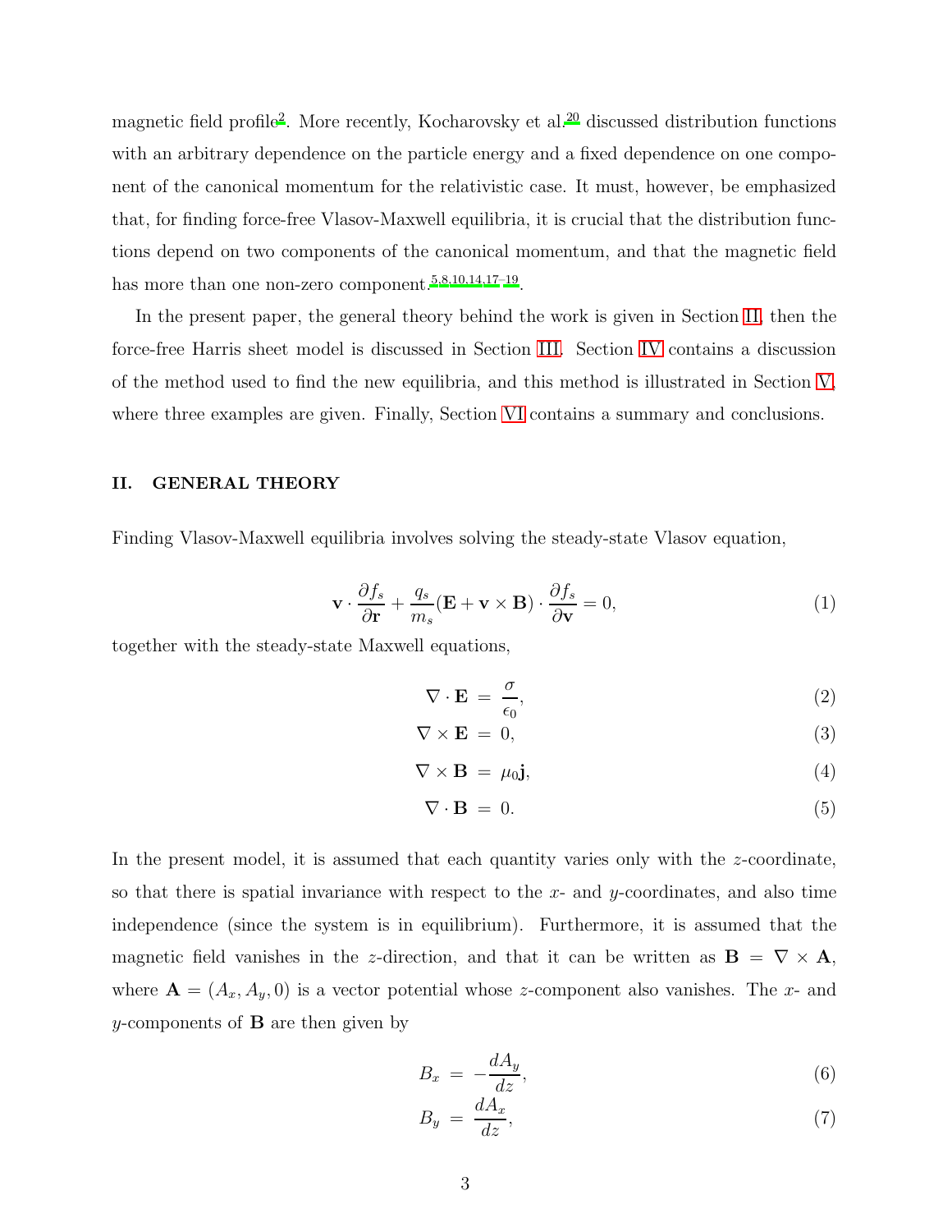magnetic field profile[2]. More recently, Kocharovsky et al.[20] discussed distribution functions with an arbitrary dependence on the particle energy and a fixed dependence on one component of the canonical momentum for the relativistic case. It must, however, be emphasized that, for finding force-free Vlasov-Maxwell equilibria, it is crucial that the distribution functions depend on two components of the canonical momentum, and that the magnetic field has more than one non-zero component.[5,8,10,14,17–19].

In the present paper, the general theory behind the work is given in Section II, then the force-free Harris sheet model is discussed in Section III. Section IV contains a discussion of the method used to find the new equilibria, and this method is illustrated in Section V, where three examples are given. Finally, Section VI contains a summary and conclusions.

## II. GENERAL THEORY

Finding Vlasov-Maxwell equilibria involves solving the steady-state Vlasov equation,

$$\mathbf{v}\cdot\frac{\partial f_s}{\partial \mathbf{r}} + \frac{q_s}{m_s}(\mathbf{E}+\mathbf{v}\times\mathbf{B})\cdot\frac{\partial f_s}{\partial \mathbf{v}} = 0, \tag{1}$$

together with the steady-state Maxwell equations,

$$\nabla\cdot\mathbf{E} = \frac{\sigma}{\epsilon_0}, \tag{2}$$

$$\nabla\times\mathbf{E} = 0, \tag{3}$$

$$\nabla\times\mathbf{B} = \mu_0\mathbf{j}, \tag{4}$$

$$\nabla\cdot\mathbf{B} = 0. \tag{5}$$

In the present model, it is assumed that each quantity varies only with the $z$-coordinate, so that there is spatial invariance with respect to the $x$- and $y$-coordinates, and also time independence (since the system is in equilibrium). Furthermore, it is assumed that the magnetic field vanishes in the $z$-direction, and that it can be written as $\mathbf{B} = \nabla\times\mathbf{A}$, where $\mathbf{A} = (A_x, A_y, 0)$ is a vector potential whose $z$-component also vanishes. The $x$- and $y$-components of $\mathbf{B}$ are then given by

$$B_x = -\frac{dA_y}{dz}, \tag{6}$$

$$B_y = \frac{dA_x}{dz}, \tag{7}$$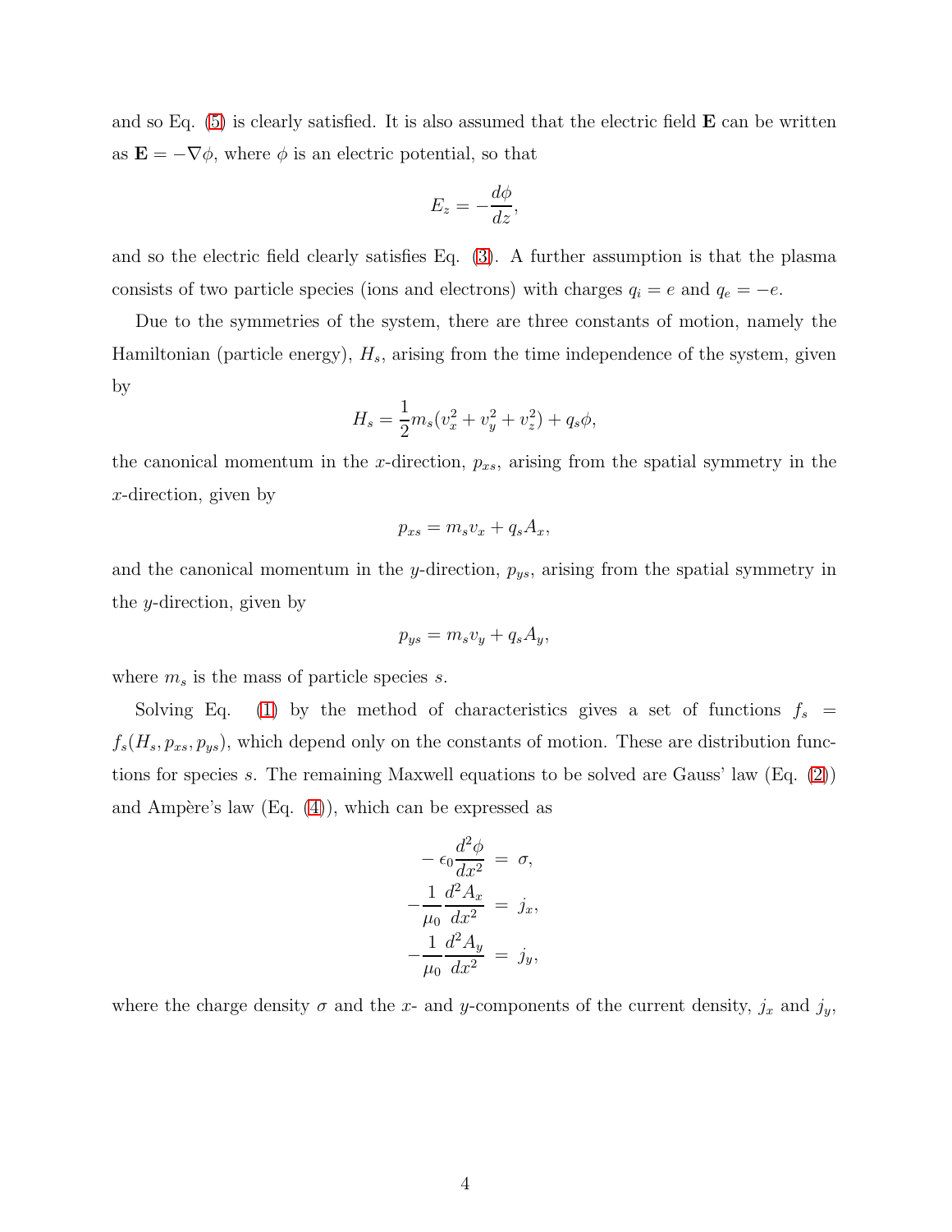and so Eq. (5) is clearly satisfied. It is also assumed that the electric field $\mathbf{E}$ can be written as $\mathbf{E} = -\nabla\phi$, where $\phi$ is an electric potential, so that

$$E_z = -\frac{d\phi}{dz},$$

and so the electric field clearly satisfies Eq. (3). A further assumption is that the plasma consists of two particle species (ions and electrons) with charges $q_i = e$ and $q_e = -e$.

Due to the symmetries of the system, there are three constants of motion, namely the Hamiltonian (particle energy), $H_s$, arising from the time independence of the system, given by

$$H_s = \frac{1}{2}m_s(v_x^2 + v_y^2 + v_z^2) + q_s\phi,$$

the canonical momentum in the $x$-direction, $p_{xs}$, arising from the spatial symmetry in the $x$-direction, given by

$$p_{xs} = m_s v_x + q_s A_x,$$

and the canonical momentum in the $y$-direction, $p_{ys}$, arising from the spatial symmetry in the $y$-direction, given by

$$p_{ys} = m_s v_y + q_s A_y,$$

where $m_s$ is the mass of particle species $s$.

Solving Eq. (1) by the method of characteristics gives a set of functions $f_s = f_s(H_s, p_{xs}, p_{ys})$, which depend only on the constants of motion. These are distribution functions for species $s$. The remaining Maxwell equations to be solved are Gauss' law (Eq. (2)) and Ampère's law (Eq. (4)), which can be expressed as

$$\begin{aligned}
-\epsilon_0\frac{d^2\phi}{dx^2} &= \sigma, \\
-\frac{1}{\mu_0}\frac{d^2A_x}{dx^2} &= j_x, \\
-\frac{1}{\mu_0}\frac{d^2A_y}{dx^2} &= j_y,
\end{aligned}$$

where the charge density $\sigma$ and the $x$- and $y$-components of the current density, $j_x$ and $j_y$,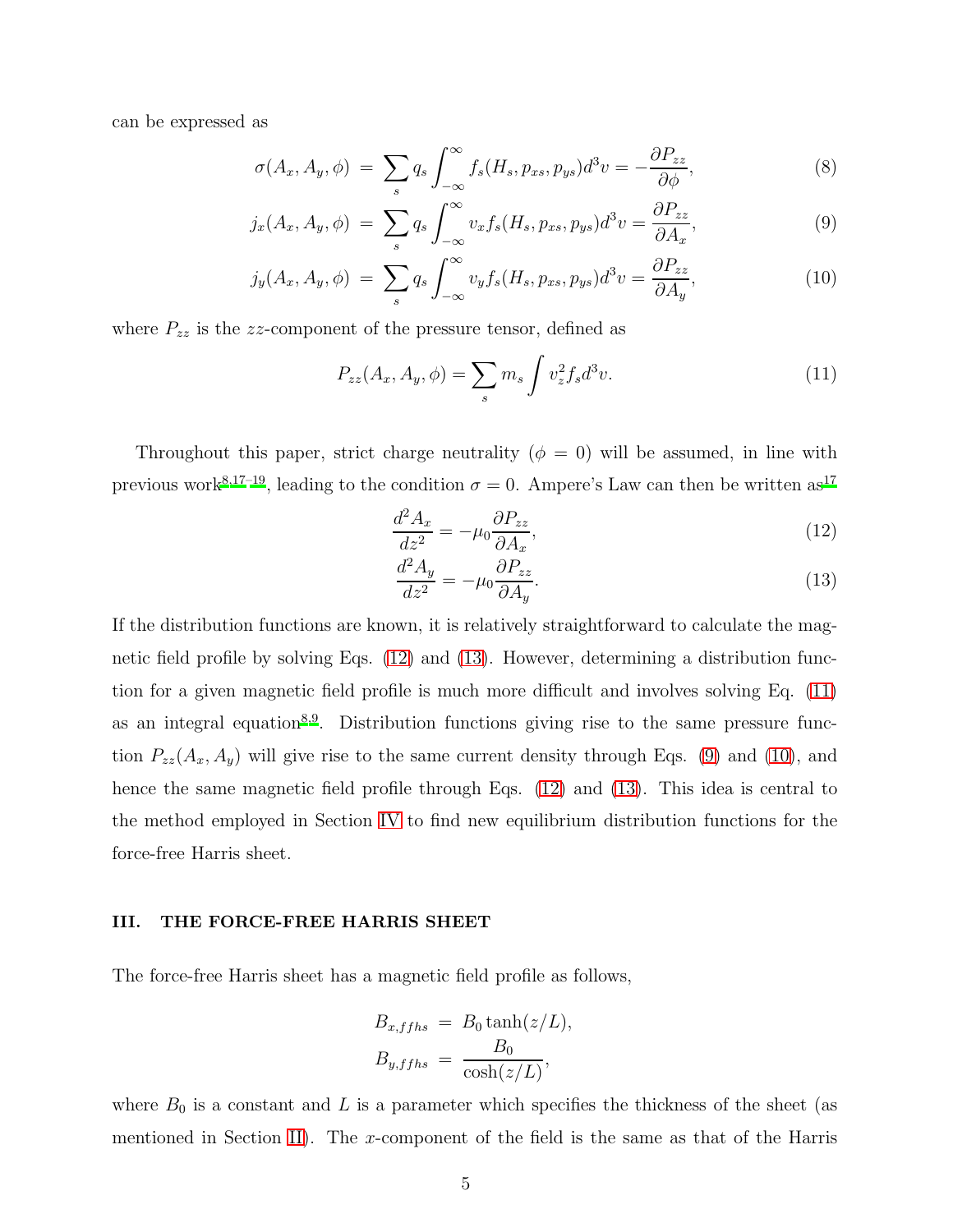can be expressed as

$$\sigma(A_x, A_y, \phi) = \sum_s q_s \int_{-\infty}^{\infty} f_s(H_s, p_{xs}, p_{ys}) d^3v = -\frac{\partial P_{zz}}{\partial \phi}, \tag{8}$$

$$j_x(A_x, A_y, \phi) = \sum_s q_s \int_{-\infty}^{\infty} v_x f_s(H_s, p_{xs}, p_{ys}) d^3v = \frac{\partial P_{zz}}{\partial A_x}, \tag{9}$$

$$j_y(A_x, A_y, \phi) = \sum_s q_s \int_{-\infty}^{\infty} v_y f_s(H_s, p_{xs}, p_{ys}) d^3v = \frac{\partial P_{zz}}{\partial A_y}, \tag{10}$$

where $P_{zz}$ is the $zz$-component of the pressure tensor, defined as

$$P_{zz}(A_x, A_y, \phi) = \sum_s m_s \int v_z^2 f_s d^3v. \tag{11}$$

Throughout this paper, strict charge neutrality ($\phi = 0$) will be assumed, in line with previous work[8,17–19], leading to the condition $\sigma = 0$. Ampere's Law can then be written as[17]

$$\frac{d^2 A_x}{dz^2} = -\mu_0 \frac{\partial P_{zz}}{\partial A_x}, \tag{12}$$

$$\frac{d^2 A_y}{dz^2} = -\mu_0 \frac{\partial P_{zz}}{\partial A_y}. \tag{13}$$

If the distribution functions are known, it is relatively straightforward to calculate the magnetic field profile by solving Eqs. (12) and (13). However, determining a distribution function for a given magnetic field profile is much more difficult and involves solving Eq. (11) as an integral equation[8,9]. Distribution functions giving rise to the same pressure function $P_{zz}(A_x, A_y)$ will give rise to the same current density through Eqs. (9) and (10), and hence the same magnetic field profile through Eqs. (12) and (13). This idea is central to the method employed in Section IV to find new equilibrium distribution functions for the force-free Harris sheet.

## III. THE FORCE-FREE HARRIS SHEET

The force-free Harris sheet has a magnetic field profile as follows,

$$B_{x,ffhs} = B_0 \tanh(z/L),$$

$$B_{y,ffhs} = \frac{B_0}{\cosh(z/L)},$$

where $B_0$ is a constant and $L$ is a parameter which specifies the thickness of the sheet (as mentioned in Section II). The $x$-component of the field is the same as that of the Harris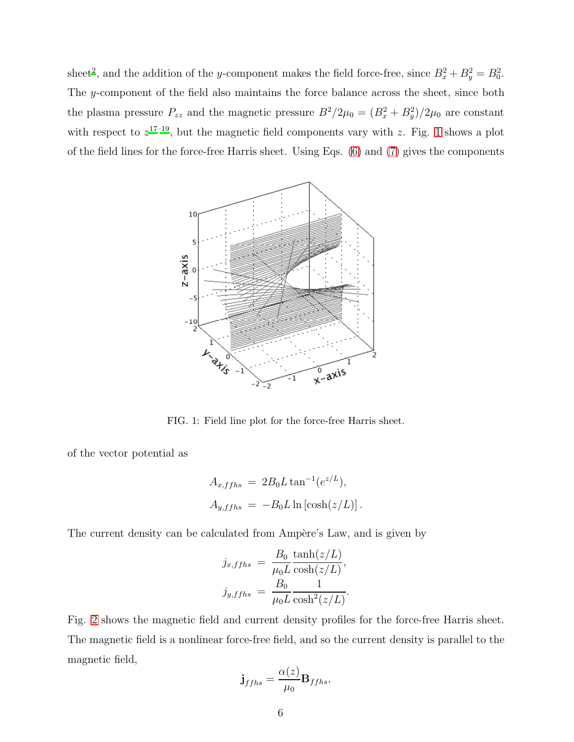sheet[2], and the addition of the $y$-component makes the field force-free, since $B_x^2 + B_y^2 = B_0^2$. The $y$-component of the field also maintains the force balance across the sheet, since both the plasma pressure $P_{zz}$ and the magnetic pressure $B^2/2\mu_0 = (B_x^2 + B_y^2)/2\mu_0$ are constant with respect to $z$[17–19], but the magnetic field components vary with $z$. Fig. 1 shows a plot of the field lines for the force-free Harris sheet. Using Eqs. (6) and (7) gives the components

10
5
0
-5
-10
z-axis
2
1
0
-1
-2
y-axis
-2
-1
0
1
2
x-axis

FIG. 1: Field line plot for the force-free Harris sheet.

of the vector potential as

$$
\begin{aligned}
A_{x,ffhs} &= 2B_0 L \tan^{-1}(e^{z/L}), \\
A_{y,ffhs} &= -B_0 L \ln\left[\cosh(z/L)\right].
\end{aligned}
$$

The current density can be calculated from Ampère's Law, and is given by

$$
\begin{aligned}
j_{x,ffhs} &= \frac{B_0}{\mu_0 L}\frac{\tanh(z/L)}{\cosh(z/L)}, \\
j_{y,ffhs} &= \frac{B_0}{\mu_0 L}\frac{1}{\cosh^2(z/L)}.
\end{aligned}
$$

Fig. 2 shows the magnetic field and current density profiles for the force-free Harris sheet. The magnetic field is a nonlinear force-free field, and so the current density is parallel to the magnetic field,

$$
\mathbf{j}_{ffhs} = \frac{\alpha(z)}{\mu_0}\mathbf{B}_{ffhs},
$$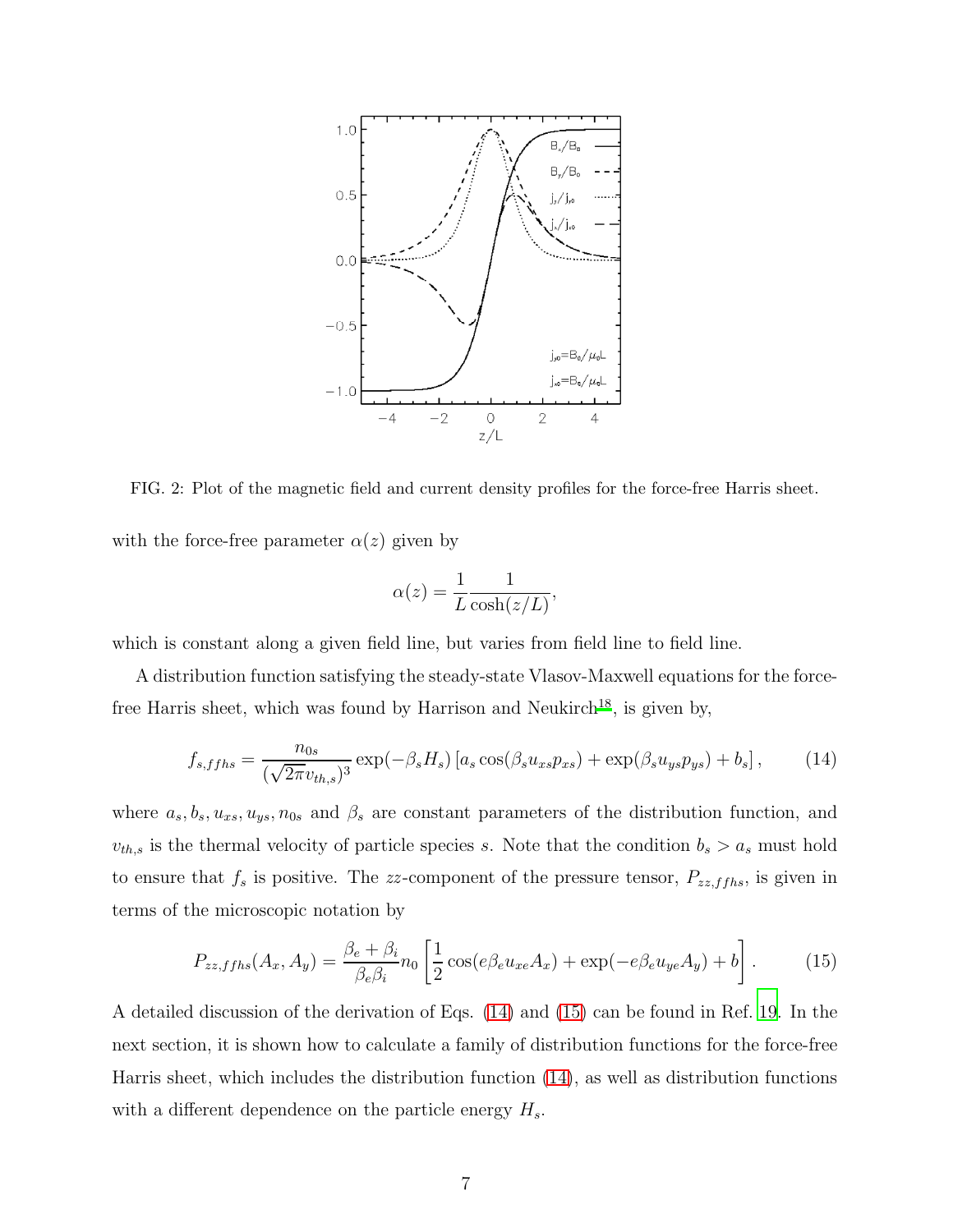1.0

0.5

0.0

−0.5

−1.0

−4 −2 0 2 4

z/L

$B_x/B_0$

$B_y/B_0$

$j_y/j_{y0}$

$j_x/j_{x0}$

$j_{y0}=B_0/\mu_0 L$

$j_{x0}=B_0/\mu_0 L$

FIG. 2: Plot of the magnetic field and current density profiles for the force-free Harris sheet.

with the force-free parameter $\alpha(z)$ given by

$$\alpha(z) = \frac{1}{L}\frac{1}{\cosh(z/L)},$$

which is constant along a given field line, but varies from field line to field line.

A distribution function satisfying the steady-state Vlasov-Maxwell equations for the force-free Harris sheet, which was found by Harrison and Neukirch[18], is given by,

$$f_{s,ffhs} = \frac{n_{0s}}{(\sqrt{2\pi}v_{th,s})^3}\exp(-\beta_s H_s)\left[a_s\cos(\beta_s u_{xs}p_{xs}) + \exp(\beta_s u_{ys}p_{ys}) + b_s\right], \tag{14}$$

where $a_s, b_s, u_{xs}, u_{ys}, n_{0s}$ and $\beta_s$ are constant parameters of the distribution function, and $v_{th,s}$ is the thermal velocity of particle species $s$. Note that the condition $b_s > a_s$ must hold to ensure that $f_s$ is positive. The $zz$-component of the pressure tensor, $P_{zz,ffhs}$, is given in terms of the microscopic notation by

$$P_{zz,ffhs}(A_x, A_y) = \frac{\beta_e + \beta_i}{\beta_e\beta_i}n_0\left[\frac{1}{2}\cos(e\beta_e u_{xe}A_x) + \exp(-e\beta_e u_{ye}A_y) + b\right]. \tag{15}$$

A detailed discussion of the derivation of Eqs. (14) and (15) can be found in Ref. 19. In the next section, it is shown how to calculate a family of distribution functions for the force-free Harris sheet, which includes the distribution function (14), as well as distribution functions with a different dependence on the particle energy $H_s$.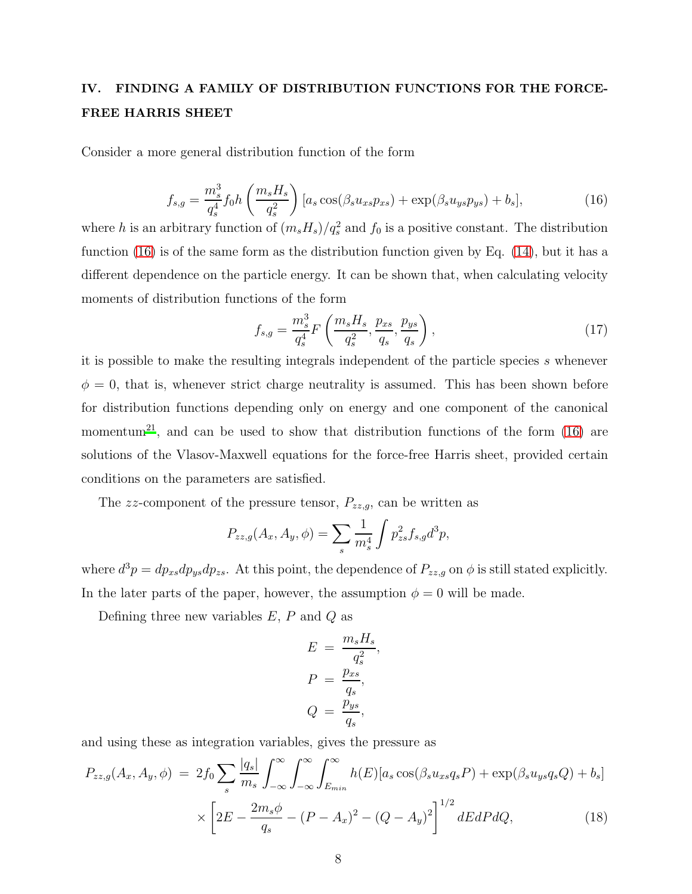## IV. FINDING A FAMILY OF DISTRIBUTION FUNCTIONS FOR THE FORCE-FREE HARRIS SHEET

Consider a more general distribution function of the form

$$f_{s,g} = \frac{m_s^3}{q_s^4} f_0 h\left(\frac{m_s H_s}{q_s^2}\right)[a_s \cos(\beta_s u_{xs} p_{xs}) + \exp(\beta_s u_{ys} p_{ys}) + b_s], \tag{16}$$

where $h$ is an arbitrary function of $(m_s H_s)/q_s^2$ and $f_0$ is a positive constant. The distribution function (16) is of the same form as the distribution function given by Eq. (14), but it has a different dependence on the particle energy. It can be shown that, when calculating velocity moments of distribution functions of the form

$$f_{s,g} = \frac{m_s^3}{q_s^4} F\left(\frac{m_s H_s}{q_s^2}, \frac{p_{xs}}{q_s}, \frac{p_{ys}}{q_s}\right), \tag{17}$$

it is possible to make the resulting integrals independent of the particle species $s$ whenever $\phi = 0$, that is, whenever strict charge neutrality is assumed. This has been shown before for distribution functions depending only on energy and one component of the canonical momentum[21], and can be used to show that distribution functions of the form (16) are solutions of the Vlasov-Maxwell equations for the force-free Harris sheet, provided certain conditions on the parameters are satisfied.

The $zz$-component of the pressure tensor, $P_{zz,g}$, can be written as

$$P_{zz,g}(A_x, A_y, \phi) = \sum_s \frac{1}{m_s^4} \int p_{zs}^2 f_{s,g} d^3p,$$

where $d^3p = dp_{xs}dp_{ys}dp_{zs}$. At this point, the dependence of $P_{zz,g}$ on $\phi$ is still stated explicitly. In the later parts of the paper, however, the assumption $\phi = 0$ will be made.

Defining three new variables $E$, $P$ and $Q$ as

$$\begin{aligned} E &= \frac{m_s H_s}{q_s^2}, \\ P &= \frac{p_{xs}}{q_s}, \\ Q &= \frac{p_{ys}}{q_s}, \end{aligned}$$

and using these as integration variables, gives the pressure as

$$\begin{aligned} P_{zz,g}(A_x, A_y, \phi) = \; & 2f_0 \sum_s \frac{|q_s|}{m_s} \int_{-\infty}^{\infty} \int_{-\infty}^{\infty} \int_{E_{min}}^{\infty} h(E)[a_s \cos(\beta_s u_{xs} q_s P) + \exp(\beta_s u_{ys} q_s Q) + b_s] \\ & \times \left[2E - \frac{2m_s\phi}{q_s} - (P - A_x)^2 - (Q - A_y)^2\right]^{1/2} dEdPdQ, \end{aligned} \tag{18}$$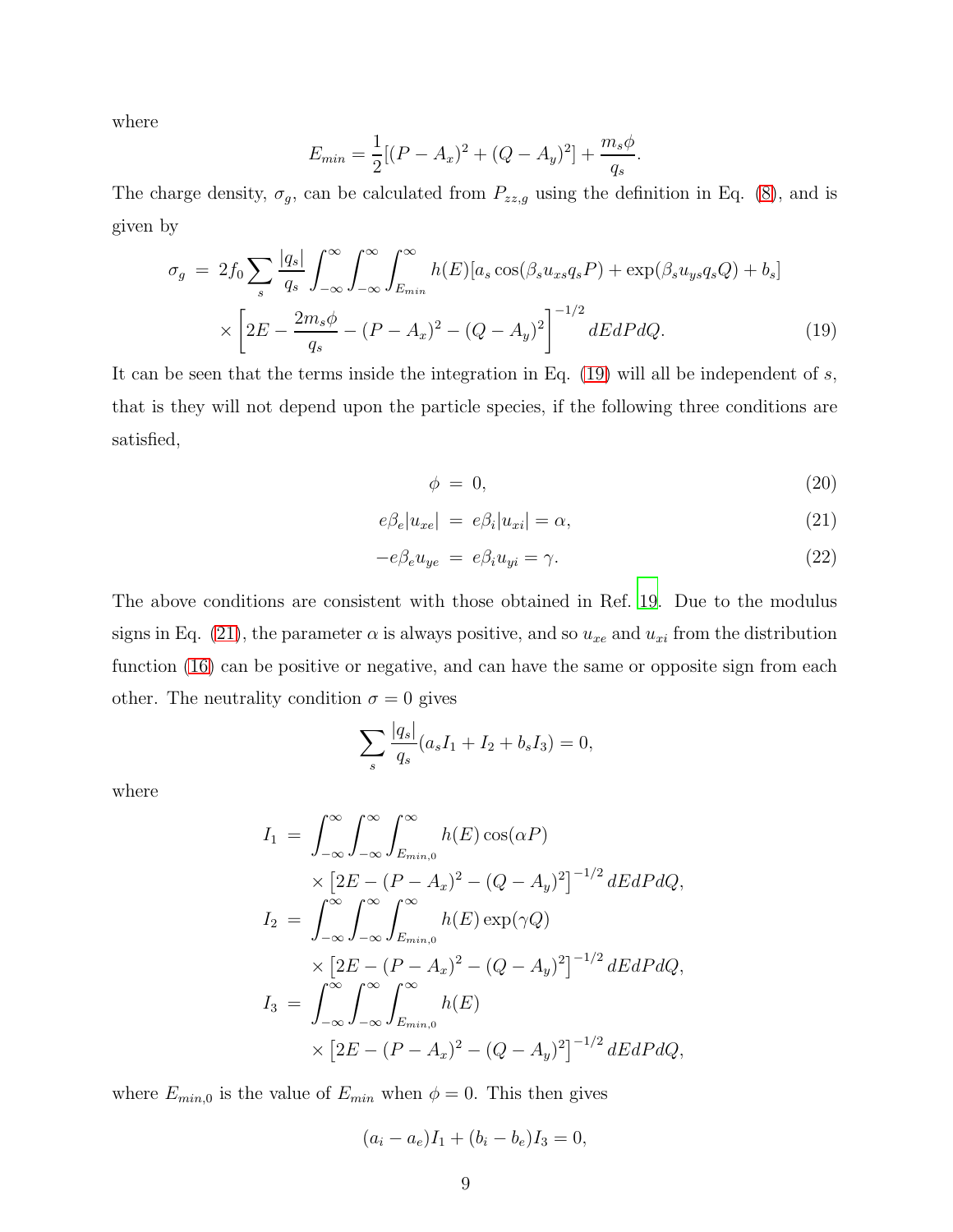where

$$E_{min} = \frac{1}{2}[(P - A_x)^2 + (Q - A_y)^2] + \frac{m_s \phi}{q_s}.$$

The charge density, $\sigma_g$, can be calculated from $P_{zz,g}$ using the definition in Eq. (8), and is given by

$$\sigma_g = 2f_0 \sum_s \frac{|q_s|}{q_s} \int_{-\infty}^{\infty}\int_{-\infty}^{\infty}\int_{E_{min}}^{\infty} h(E)[a_s \cos(\beta_s u_{xs} q_s P) + \exp(\beta_s u_{ys} q_s Q) + b_s] \times \left[2E - \frac{2m_s\phi}{q_s} - (P - A_x)^2 - (Q - A_y)^2\right]^{-1/2} dEdPdQ. \tag{19}$$

It can be seen that the terms inside the integration in Eq. (19) will all be independent of $s$, that is they will not depend upon the particle species, if the following three conditions are satisfied,

$$\phi = 0, \tag{20}$$

$$e\beta_e|u_{xe}| = e\beta_i|u_{xi}| = \alpha, \tag{21}$$

$$-e\beta_e u_{ye} = e\beta_i u_{yi} = \gamma. \tag{22}$$

The above conditions are consistent with those obtained in Ref. 19. Due to the modulus signs in Eq. (21), the parameter $\alpha$ is always positive, and so $u_{xe}$ and $u_{xi}$ from the distribution function (16) can be positive or negative, and can have the same or opposite sign from each other. The neutrality condition $\sigma = 0$ gives

$$\sum_s \frac{|q_s|}{q_s}(a_s I_1 + I_2 + b_s I_3) = 0,$$

where

$$I_1 = \int_{-\infty}^{\infty}\int_{-\infty}^{\infty}\int_{E_{min,0}}^{\infty} h(E)\cos(\alpha P) \times \left[2E - (P - A_x)^2 - (Q - A_y)^2\right]^{-1/2} dEdPdQ,$$

$$I_2 = \int_{-\infty}^{\infty}\int_{-\infty}^{\infty}\int_{E_{min,0}}^{\infty} h(E)\exp(\gamma Q) \times \left[2E - (P - A_x)^2 - (Q - A_y)^2\right]^{-1/2} dEdPdQ,$$

$$I_3 = \int_{-\infty}^{\infty}\int_{-\infty}^{\infty}\int_{E_{min,0}}^{\infty} h(E) \times \left[2E - (P - A_x)^2 - (Q - A_y)^2\right]^{-1/2} dEdPdQ,$$

where $E_{min,0}$ is the value of $E_{min}$ when $\phi = 0$. This then gives

$$(a_i - a_e)I_1 + (b_i - b_e)I_3 = 0,$$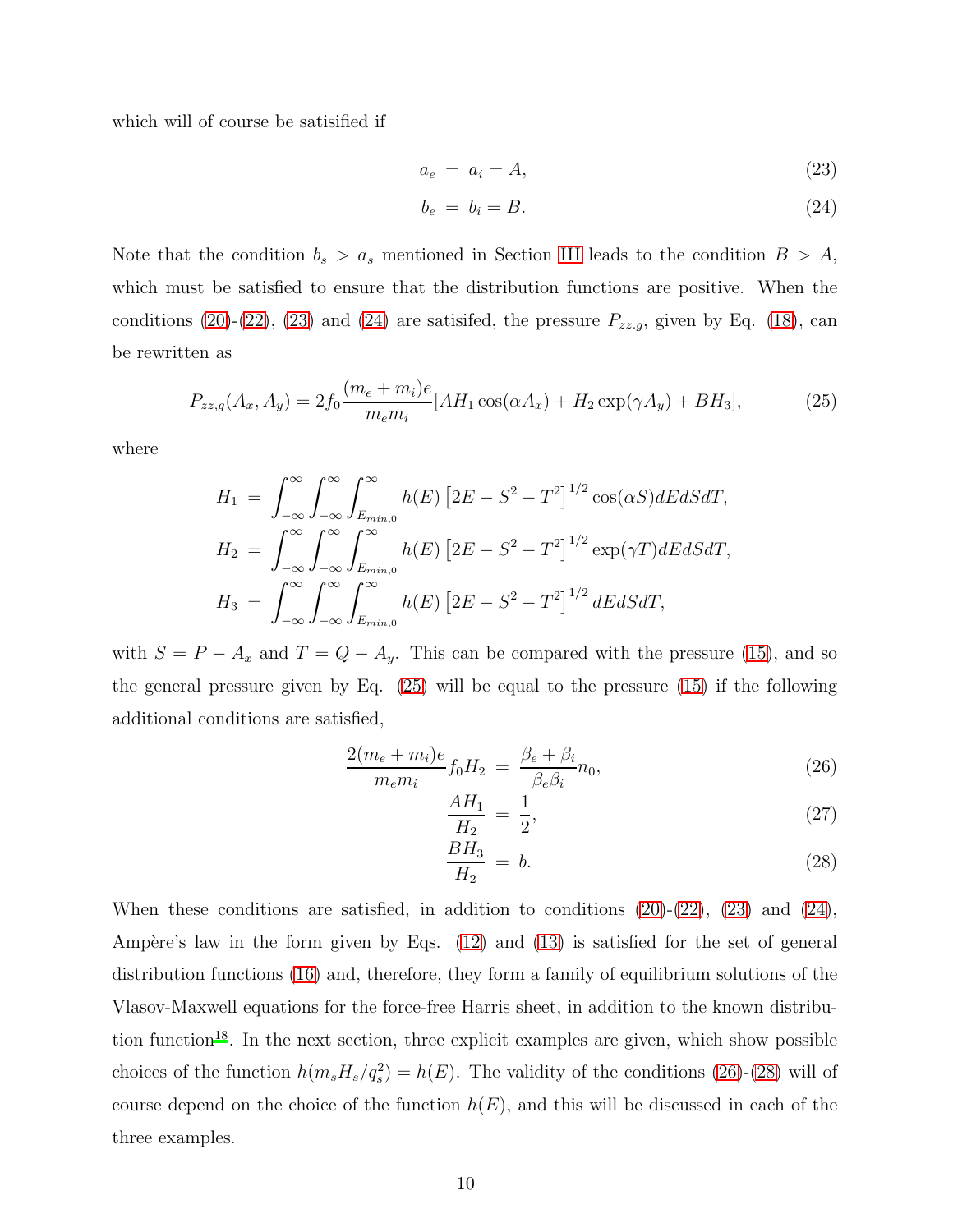which will of course be satisified if

$$
\begin{aligned}
a_e &= a_i = A, && (23)\\
b_e &= b_i = B. && (24)
\end{aligned}
$$

Note that the condition $b_s > a_s$ mentioned in Section III leads to the condition $B > A$, which must be satisfied to ensure that the distribution functions are positive. When the conditions (20)-(22), (23) and (24) are satisifed, the pressure $P_{zz.g}$, given by Eq. (18), can be rewritten as

$$
P_{zz,g}(A_x, A_y) = 2f_0 \frac{(m_e + m_i)e}{m_e m_i}[AH_1 \cos(\alpha A_x) + H_2 \exp(\gamma A_y) + BH_3], \tag{25}
$$

where

$$
\begin{aligned}
H_1 &= \int_{-\infty}^{\infty}\int_{-\infty}^{\infty}\int_{E_{min,0}}^{\infty} h(E)\left[2E - S^2 - T^2\right]^{1/2} \cos(\alpha S) dE dS dT,\\
H_2 &= \int_{-\infty}^{\infty}\int_{-\infty}^{\infty}\int_{E_{min,0}}^{\infty} h(E)\left[2E - S^2 - T^2\right]^{1/2} \exp(\gamma T) dE dS dT,\\
H_3 &= \int_{-\infty}^{\infty}\int_{-\infty}^{\infty}\int_{E_{min,0}}^{\infty} h(E)\left[2E - S^2 - T^2\right]^{1/2} dE dS dT,
\end{aligned}
$$

with $S = P - A_x$ and $T = Q - A_y$. This can be compared with the pressure (15), and so the general pressure given by Eq. (25) will be equal to the pressure (15) if the following additional conditions are satisfied,

$$
\begin{aligned}
\frac{2(m_e + m_i)e}{m_e m_i} f_0 H_2 &= \frac{\beta_e + \beta_i}{\beta_e \beta_i} n_0, && (26)\\
\frac{AH_1}{H_2} &= \frac{1}{2}, && (27)\\
\frac{BH_3}{H_2} &= b. && (28)
\end{aligned}
$$

When these conditions are satisfied, in addition to conditions (20)-(22), (23) and (24), Ampère's law in the form given by Eqs. (12) and (13) is satisfied for the set of general distribution functions (16) and, therefore, they form a family of equilibrium solutions of the Vlasov-Maxwell equations for the force-free Harris sheet, in addition to the known distribution function[18]. In the next section, three explicit examples are given, which show possible choices of the function $h(m_s H_s / q_s^2) = h(E)$. The validity of the conditions (26)-(28) will of course depend on the choice of the function $h(E)$, and this will be discussed in each of the three examples.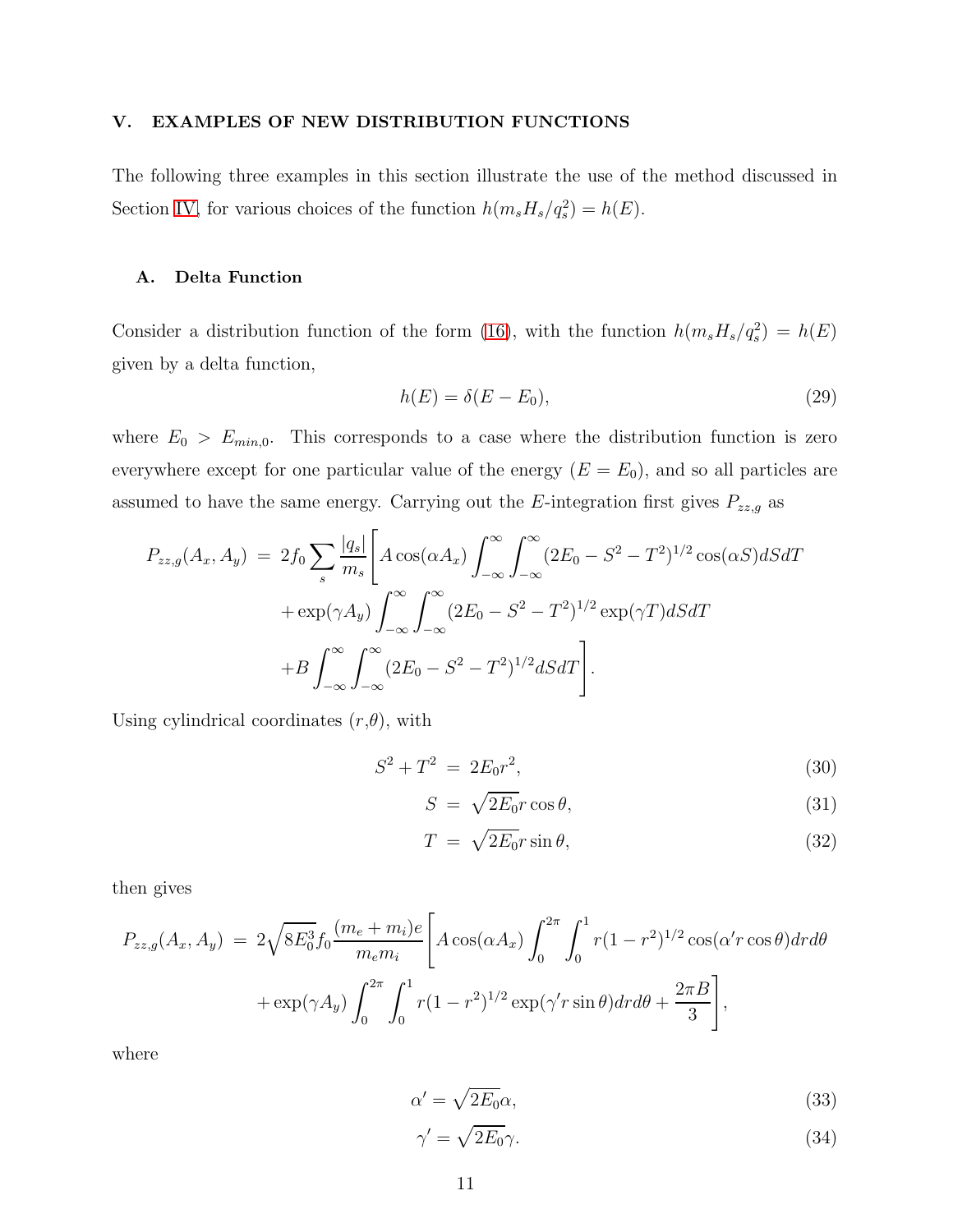## V. EXAMPLES OF NEW DISTRIBUTION FUNCTIONS

The following three examples in this section illustrate the use of the method discussed in Section IV, for various choices of the function $h(m_s H_s/q_s^2) = h(E)$.

### A. Delta Function

Consider a distribution function of the form (16), with the function $h(m_s H_s/q_s^2) = h(E)$ given by a delta function,

$$h(E) = \delta(E - E_0), \tag{29}$$

where $E_0 > E_{min,0}$. This corresponds to a case where the distribution function is zero everywhere except for one particular value of the energy ($E = E_0$), and so all particles are assumed to have the same energy. Carrying out the $E$-integration first gives $P_{zz,g}$ as

$$\begin{aligned}
P_{zz,g}(A_x, A_y) \;=\; 2f_0 \sum_s \frac{|q_s|}{m_s} \Bigg[ & A\cos(\alpha A_x) \int_{-\infty}^{\infty}\int_{-\infty}^{\infty} (2E_0 - S^2 - T^2)^{1/2} \cos(\alpha S) dS dT \\
& + \exp(\gamma A_y) \int_{-\infty}^{\infty}\int_{-\infty}^{\infty} (2E_0 - S^2 - T^2)^{1/2} \exp(\gamma T) dS dT \\
& + B \int_{-\infty}^{\infty}\int_{-\infty}^{\infty} (2E_0 - S^2 - T^2)^{1/2} dS dT \Bigg].
\end{aligned}$$

Using cylindrical coordinates ($r$,$\theta$), with

$$S^2 + T^2 \;=\; 2E_0 r^2, \tag{30}$$

$$S \;=\; \sqrt{2E_0}\, r\cos\theta, \tag{31}$$

$$T \;=\; \sqrt{2E_0}\, r\sin\theta, \tag{32}$$

then gives

$$\begin{aligned}
P_{zz,g}(A_x, A_y) \;=\; 2\sqrt{8E_0^3} f_0 \frac{(m_e + m_i)e}{m_e m_i} \Bigg[ & A\cos(\alpha A_x) \int_0^{2\pi}\int_0^1 r(1-r^2)^{1/2} \cos(\alpha' r\cos\theta) dr d\theta \\
& + \exp(\gamma A_y) \int_0^{2\pi}\int_0^1 r(1-r^2)^{1/2} \exp(\gamma' r\sin\theta) dr d\theta + \frac{2\pi B}{3} \Bigg],
\end{aligned}$$

where

$$\alpha' = \sqrt{2E_0}\,\alpha, \tag{33}$$

$$\gamma' = \sqrt{2E_0}\,\gamma. \tag{34}$$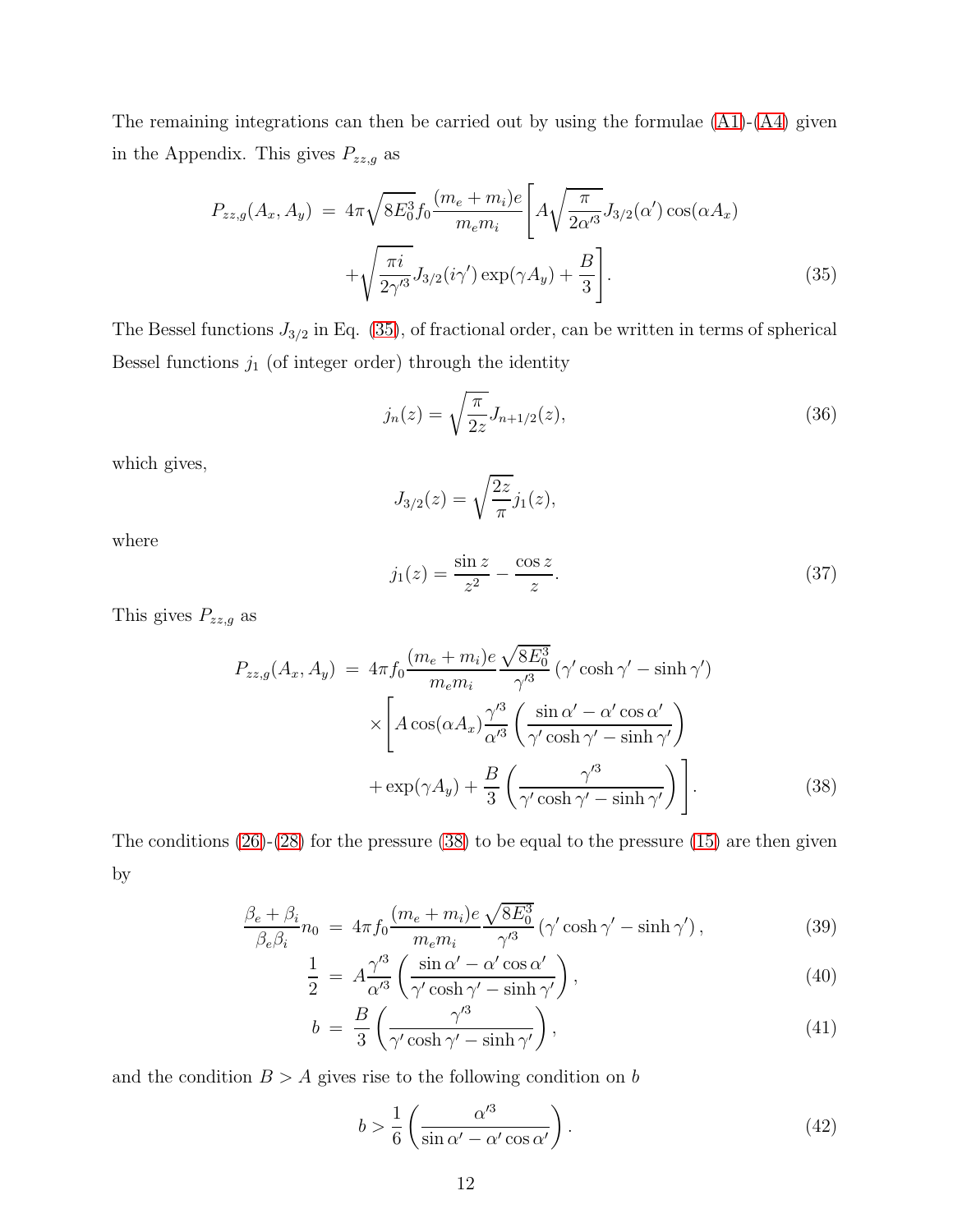The remaining integrations can then be carried out by using the formulae (A1)-(A4) given in the Appendix. This gives $P_{zz,g}$ as

$$
\begin{aligned}
P_{zz,g}(A_x, A_y) \;=\; & 4\pi\sqrt{8E_0^3} f_0 \frac{(m_e+m_i)e}{m_e m_i}\left[ A\sqrt{\frac{\pi}{2\alpha'^3}} J_{3/2}(\alpha')\cos(\alpha A_x) \right. \\
& \left. + \sqrt{\frac{\pi i}{2\gamma'^3}} J_{3/2}(i\gamma')\exp(\gamma A_y) + \frac{B}{3} \right]. \qquad (35)
\end{aligned}
$$

The Bessel functions $J_{3/2}$ in Eq. (35), of fractional order, can be written in terms of spherical Bessel functions $j_1$ (of integer order) through the identity

$$
j_n(z) = \sqrt{\frac{\pi}{2z}} J_{n+1/2}(z), \qquad (36)
$$

which gives,

$$
J_{3/2}(z) = \sqrt{\frac{2z}{\pi}} j_1(z),
$$

where

$$
j_1(z) = \frac{\sin z}{z^2} - \frac{\cos z}{z}. \qquad (37)
$$

This gives $P_{zz,g}$ as

$$
\begin{aligned}
P_{zz,g}(A_x, A_y) \;=\; & 4\pi f_0 \frac{(m_e+m_i)e}{m_e m_i} \frac{\sqrt{8E_0^3}}{\gamma'^3}\left(\gamma'\cosh\gamma' - \sinh\gamma'\right) \\
& \times\left[ A\cos(\alpha A_x)\frac{\gamma'^3}{\alpha'^3}\left(\frac{\sin\alpha' - \alpha'\cos\alpha'}{\gamma'\cosh\gamma' - \sinh\gamma'}\right) \right. \\
& \left. + \exp(\gamma A_y) + \frac{B}{3}\left(\frac{\gamma'^3}{\gamma'\cosh\gamma' - \sinh\gamma'}\right) \right]. \qquad (38)
\end{aligned}
$$

The conditions (26)-(28) for the pressure (38) to be equal to the pressure (15) are then given by

$$
\frac{\beta_e+\beta_i}{\beta_e\beta_i} n_0 \;=\; 4\pi f_0 \frac{(m_e+m_i)e}{m_e m_i}\frac{\sqrt{8E_0^3}}{\gamma'^3}\left(\gamma'\cosh\gamma' - \sinh\gamma'\right), \qquad (39)
$$

$$
\frac{1}{2} \;=\; A\frac{\gamma'^3}{\alpha'^3}\left(\frac{\sin\alpha' - \alpha'\cos\alpha'}{\gamma'\cosh\gamma' - \sinh\gamma'}\right), \qquad (40)
$$

$$
b \;=\; \frac{B}{3}\left(\frac{\gamma'^3}{\gamma'\cosh\gamma' - \sinh\gamma'}\right), \qquad (41)
$$

and the condition $B > A$ gives rise to the following condition on $b$

$$
b > \frac{1}{6}\left(\frac{\alpha'^3}{\sin\alpha' - \alpha'\cos\alpha'}\right). \qquad (42)
$$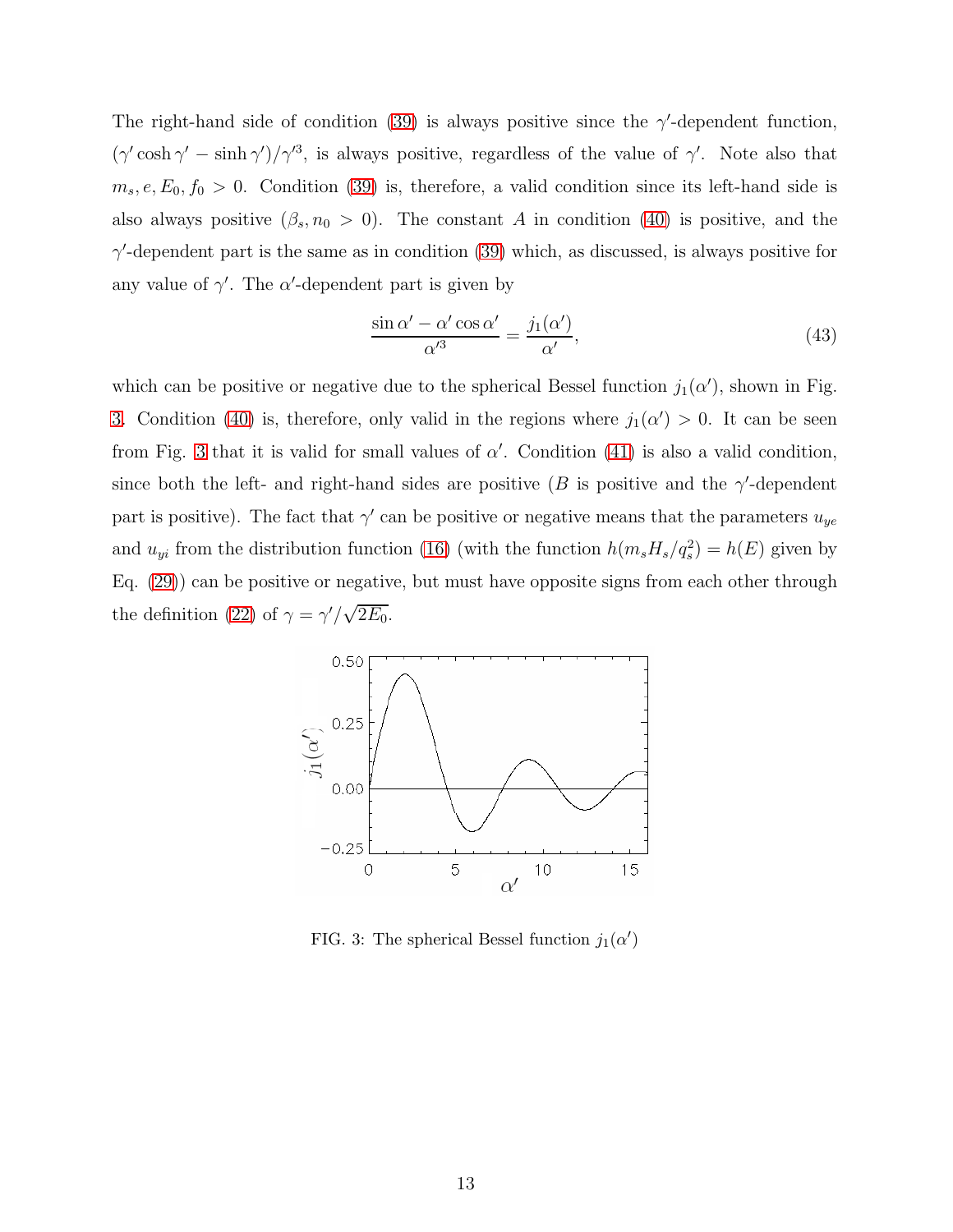The right-hand side of condition (39) is always positive since the $\gamma'$-dependent function, $(\gamma' \cosh\gamma' - \sinh\gamma')/\gamma'^3$, is always positive, regardless of the value of $\gamma'$. Note also that $m_s, e, E_0, f_0 > 0$. Condition (39) is, therefore, a valid condition since its left-hand side is also always positive ($\beta_s, n_0 > 0$). The constant $A$ in condition (40) is positive, and the $\gamma'$-dependent part is the same as in condition (39) which, as discussed, is always positive for any value of $\gamma'$. The $\alpha'$-dependent part is given by

$$\frac{\sin\alpha' - \alpha'\cos\alpha'}{\alpha'^3} = \frac{j_1(\alpha')}{\alpha'}, \tag{43}$$

which can be positive or negative due to the spherical Bessel function $j_1(\alpha')$, shown in Fig. 3. Condition (40) is, therefore, only valid in the regions where $j_1(\alpha') > 0$. It can be seen from Fig. 3 that it is valid for small values of $\alpha'$. Condition (41) is also a valid condition, since both the left- and right-hand sides are positive ($B$ is positive and the $\gamma'$-dependent part is positive). The fact that $\gamma'$ can be positive or negative means that the parameters $u_{ye}$ and $u_{yi}$ from the distribution function (16) (with the function $h(m_s H_s/q_s^2) = h(E)$ given by Eq. (29)) can be positive or negative, but must have opposite signs from each other through the definition (22) of $\gamma = \gamma'/\sqrt{2E_0}$.

0.50
0.25
0.00
−0.25
$j_1(\alpha')$
0
5
10
15
$\alpha'$

FIG. 3: The spherical Bessel function $j_1(\alpha')$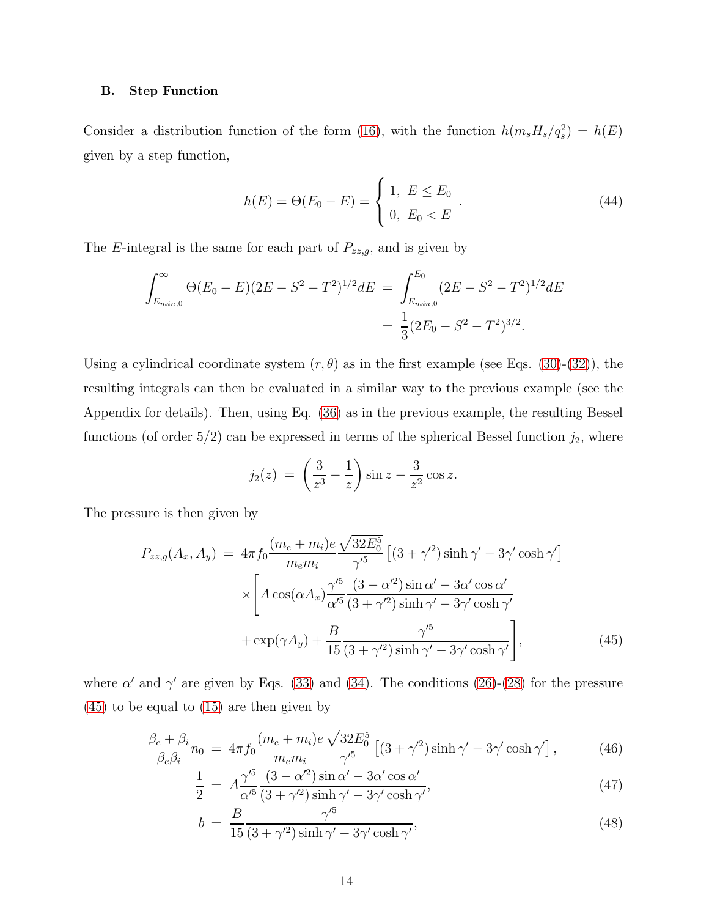### B. Step Function

Consider a distribution function of the form (16), with the function $h(m_s H_s/q_s^2) = h(E)$ given by a step function,

$$h(E) = \Theta(E_0 - E) = \begin{cases} 1, & E \leq E_0 \\ 0, & E_0 < E \end{cases}. \tag{44}$$

The $E$-integral is the same for each part of $P_{zz,g}$, and is given by

$$\begin{aligned}
\int_{E_{min,0}}^{\infty} \Theta(E_0 - E)(2E - S^2 - T^2)^{1/2} dE &= \int_{E_{min,0}}^{E_0} (2E - S^2 - T^2)^{1/2} dE \\
&= \frac{1}{3}(2E_0 - S^2 - T^2)^{3/2}.
\end{aligned}$$

Using a cylindrical coordinate system $(r, \theta)$ as in the first example (see Eqs. (30)-(32)), the resulting integrals can then be evaluated in a similar way to the previous example (see the Appendix for details). Then, using Eq. (36) as in the previous example, the resulting Bessel functions (of order 5/2) can be expressed in terms of the spherical Bessel function $j_2$, where

$$j_2(z) = \left(\frac{3}{z^3} - \frac{1}{z}\right)\sin z - \frac{3}{z^2}\cos z.$$

The pressure is then given by

$$\begin{aligned}
P_{zz,g}(A_x, A_y) &= 4\pi f_0 \frac{(m_e + m_i)e}{m_e m_i} \frac{\sqrt{32E_0^5}}{\gamma'^5} \left[(3 + \gamma'^2)\sinh\gamma' - 3\gamma'\cosh\gamma'\right] \\
&\quad \times \Bigg[A\cos(\alpha A_x) \frac{\gamma'^5}{\alpha'^5} \frac{(3 - \alpha'^2)\sin\alpha' - 3\alpha'\cos\alpha'}{(3 + \gamma'^2)\sinh\gamma' - 3\gamma'\cosh\gamma'} \\
&\quad + \exp(\gamma A_y) + \frac{B}{15} \frac{\gamma'^5}{(3 + \gamma'^2)\sinh\gamma' - 3\gamma'\cosh\gamma'}\Bigg],
\end{aligned} \tag{45}$$

where $\alpha'$ and $\gamma'$ are given by Eqs. (33) and (34). The conditions (26)-(28) for the pressure (45) to be equal to (15) are then given by

$$\frac{\beta_e + \beta_i}{\beta_e \beta_i} n_0 = 4\pi f_0 \frac{(m_e + m_i)e}{m_e m_i} \frac{\sqrt{32E_0^5}}{\gamma'^5} \left[(3 + \gamma'^2)\sinh\gamma' - 3\gamma'\cosh\gamma'\right], \tag{46}$$

$$\frac{1}{2} = A \frac{\gamma'^5}{\alpha'^5} \frac{(3 - \alpha'^2)\sin\alpha' - 3\alpha'\cos\alpha'}{(3 + \gamma'^2)\sinh\gamma' - 3\gamma'\cosh\gamma'}, \tag{47}$$

$$b = \frac{B}{15} \frac{\gamma'^5}{(3 + \gamma'^2)\sinh\gamma' - 3\gamma'\cosh\gamma'}, \tag{48}$$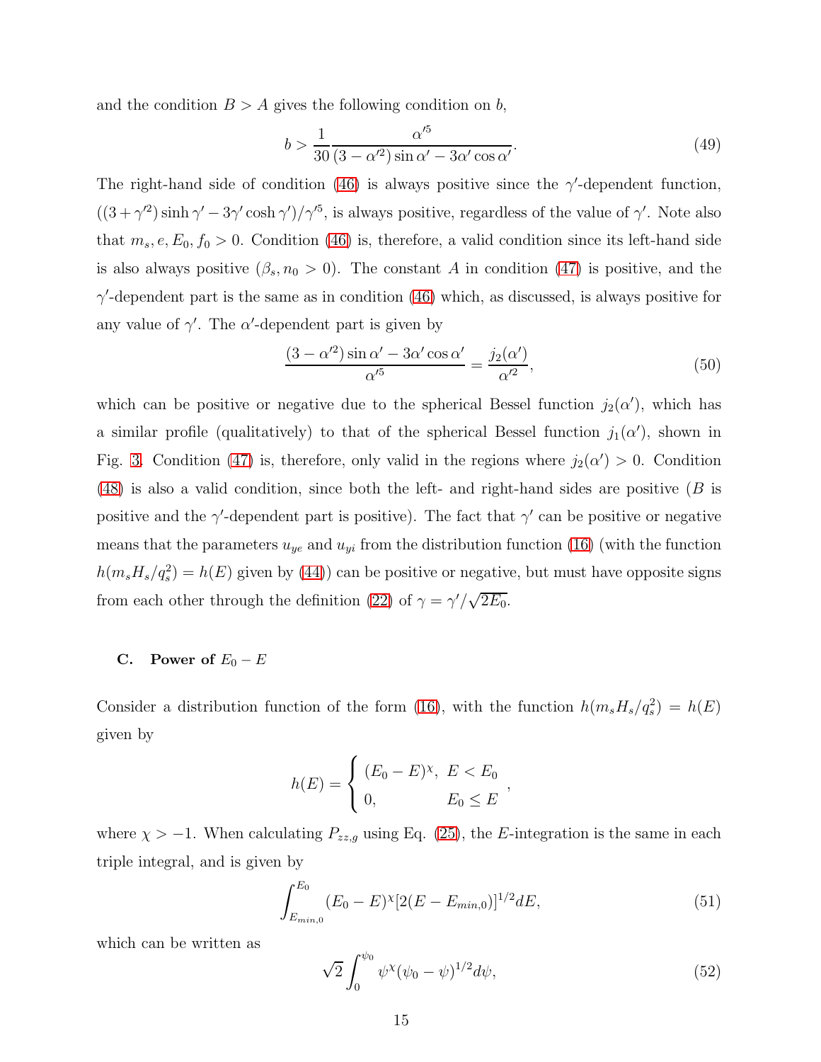and the condition $B > A$ gives the following condition on $b$,

$$b > \frac{1}{30} \frac{\alpha'^5}{(3 - \alpha'^2)\sin\alpha' - 3\alpha'\cos\alpha'}. \tag{49}$$

The right-hand side of condition (46) is always positive since the $\gamma'$-dependent function, $((3 + \gamma'^2)\sinh\gamma' - 3\gamma'\cosh\gamma')/\gamma'^5$, is always positive, regardless of the value of $\gamma'$. Note also that $m_s, e, E_0, f_0 > 0$. Condition (46) is, therefore, a valid condition since its left-hand side is also always positive ($\beta_s, n_0 > 0$). The constant $A$ in condition (47) is positive, and the $\gamma'$-dependent part is the same as in condition (46) which, as discussed, is always positive for any value of $\gamma'$. The $\alpha'$-dependent part is given by

$$\frac{(3 - \alpha'^2)\sin\alpha' - 3\alpha'\cos\alpha'}{\alpha'^5} = \frac{j_2(\alpha')}{\alpha'^2}, \tag{50}$$

which can be positive or negative due to the spherical Bessel function $j_2(\alpha')$, which has a similar profile (qualitatively) to that of the spherical Bessel function $j_1(\alpha')$, shown in Fig. 3. Condition (47) is, therefore, only valid in the regions where $j_2(\alpha') > 0$. Condition (48) is also a valid condition, since both the left- and right-hand sides are positive ($B$ is positive and the $\gamma'$-dependent part is positive). The fact that $\gamma'$ can be positive or negative means that the parameters $u_{ye}$ and $u_{yi}$ from the distribution function (16) (with the function $h(m_sH_s/q_s^2) = h(E)$ given by (44)) can be positive or negative, but must have opposite signs from each other through the definition (22) of $\gamma = \gamma'/\sqrt{2E_0}$.

### C. Power of $E_0 - E$

Consider a distribution function of the form (16), with the function $h(m_sH_s/q_s^2) = h(E)$ given by

$$h(E) = \begin{cases} (E_0 - E)^\chi, & E < E_0 \\ 0, & E_0 \leq E \end{cases},$$

where $\chi > -1$. When calculating $P_{zz,g}$ using Eq. (25), the $E$-integration is the same in each triple integral, and is given by

$$\int_{E_{min,0}}^{E_0} (E_0 - E)^\chi [2(E - E_{min,0})]^{1/2} dE, \tag{51}$$

which can be written as

$$\sqrt{2} \int_0^{\psi_0} \psi^\chi (\psi_0 - \psi)^{1/2} d\psi, \tag{52}$$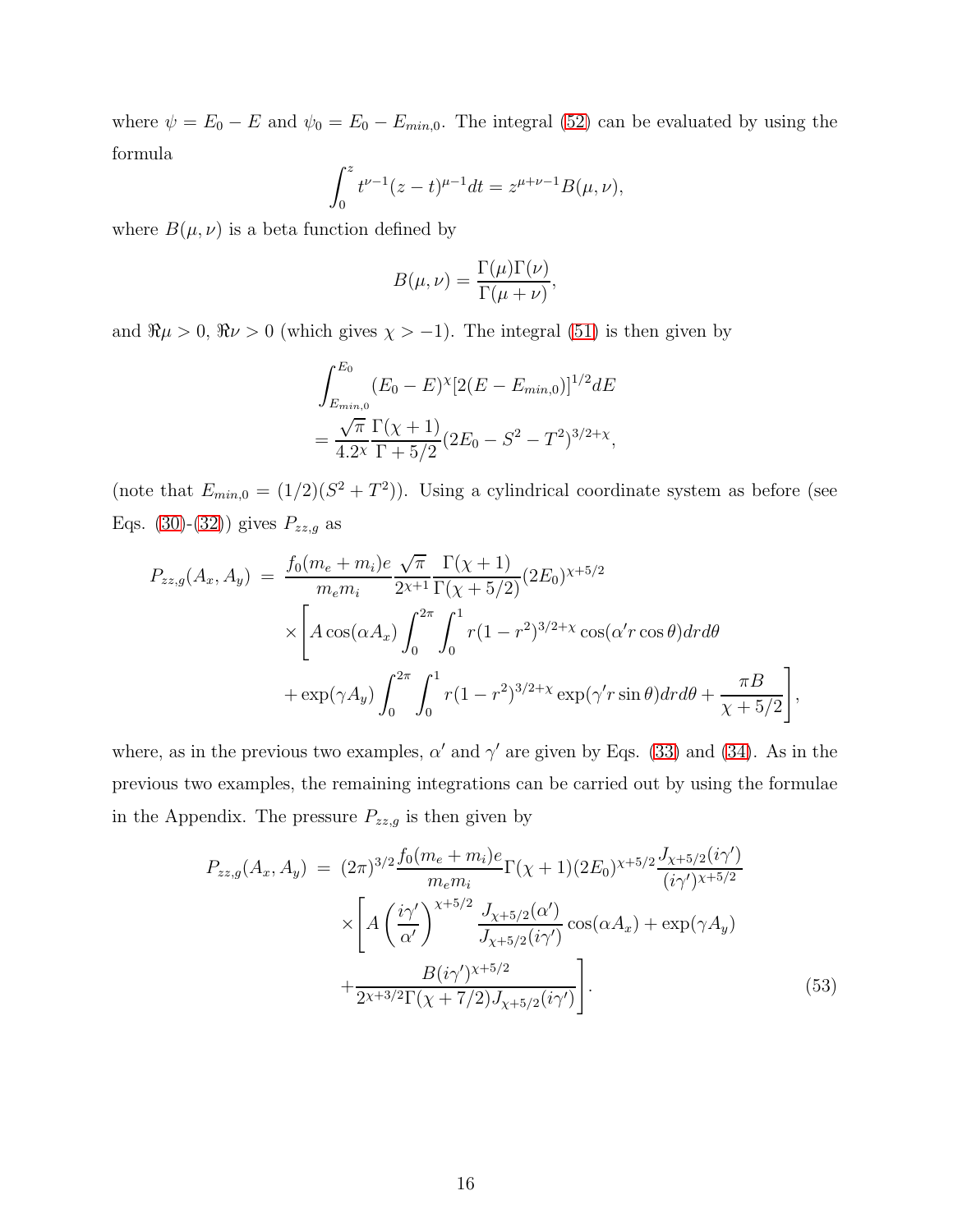where $\psi = E_0 - E$ and $\psi_0 = E_0 - E_{min,0}$. The integral (52) can be evaluated by using the formula

$$\int_0^z t^{\nu-1}(z-t)^{\mu-1}dt = z^{\mu+\nu-1}B(\mu,\nu),$$

where $B(\mu,\nu)$ is a beta function defined by

$$B(\mu,\nu) = \frac{\Gamma(\mu)\Gamma(\nu)}{\Gamma(\mu+\nu)},$$

and $\Re\mu > 0$, $\Re\nu > 0$ (which gives $\chi > -1$). The integral (51) is then given by

$$\int_{E_{min,0}}^{E_0} (E_0 - E)^\chi [2(E - E_{min,0})]^{1/2} dE$$
$$= \frac{\sqrt{\pi}}{4.2^\chi}\frac{\Gamma(\chi+1)}{\Gamma + 5/2}(2E_0 - S^2 - T^2)^{3/2+\chi},$$

(note that $E_{min,0} = (1/2)(S^2 + T^2)$). Using a cylindrical coordinate system as before (see Eqs. (30)-(32)) gives $P_{zz,g}$ as

$$\begin{aligned}
P_{zz,g}(A_x, A_y) \;&=\; \frac{f_0(m_e+m_i)e}{m_e m_i}\frac{\sqrt{\pi}}{2^{\chi+1}}\frac{\Gamma(\chi+1)}{\Gamma(\chi+5/2)}(2E_0)^{\chi+5/2} \\
&\times\Bigg[A\cos(\alpha A_x)\int_0^{2\pi}\int_0^1 r(1-r^2)^{3/2+\chi}\cos(\alpha' r\cos\theta)drd\theta \\
&+\exp(\gamma A_y)\int_0^{2\pi}\int_0^1 r(1-r^2)^{3/2+\chi}\exp(\gamma' r\sin\theta)drd\theta + \frac{\pi B}{\chi+5/2}\Bigg],
\end{aligned}$$

where, as in the previous two examples, $\alpha'$ and $\gamma'$ are given by Eqs. (33) and (34). As in the previous two examples, the remaining integrations can be carried out by using the formulae in the Appendix. The pressure $P_{zz,g}$ is then given by

$$\begin{aligned}
P_{zz,g}(A_x, A_y) \;&=\; (2\pi)^{3/2}\frac{f_0(m_e+m_i)e}{m_e m_i}\Gamma(\chi+1)(2E_0)^{\chi+5/2}\frac{J_{\chi+5/2}(i\gamma')}{(i\gamma')^{\chi+5/2}} \\
&\times\Bigg[A\left(\frac{i\gamma'}{\alpha'}\right)^{\chi+5/2}\frac{J_{\chi+5/2}(\alpha')}{J_{\chi+5/2}(i\gamma')}\cos(\alpha A_x) + \exp(\gamma A_y) \\
&+\frac{B(i\gamma')^{\chi+5/2}}{2^{\chi+3/2}\Gamma(\chi+7/2)J_{\chi+5/2}(i\gamma')}\Bigg].
\end{aligned} \tag{53}$$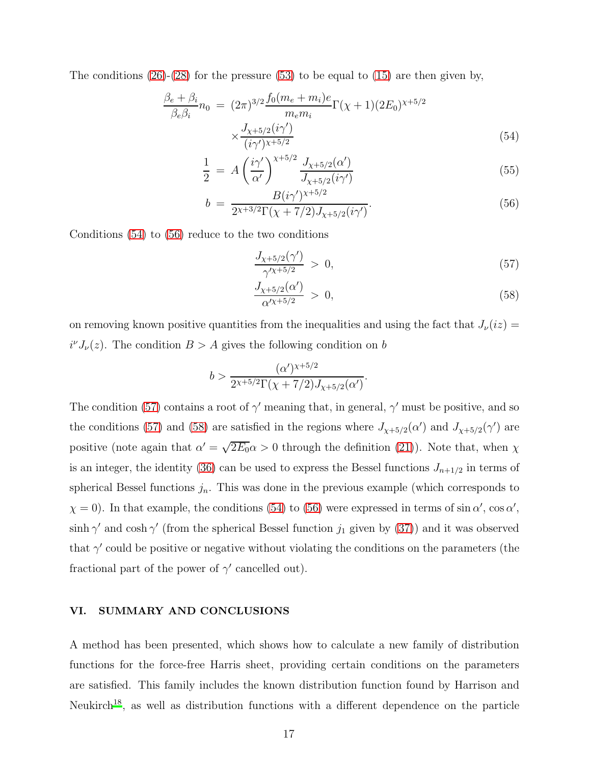The conditions (26)-(28) for the pressure (53) to be equal to (15) are then given by,

$$
\begin{aligned}
\frac{\beta_e + \beta_i}{\beta_e \beta_i} n_0 &= (2\pi)^{3/2} \frac{f_0 (m_e + m_i) e}{m_e m_i} \Gamma(\chi + 1)(2E_0)^{\chi + 5/2} \\
&\quad \times \frac{J_{\chi+5/2}(i\gamma')}{(i\gamma')^{\chi+5/2}} \qquad (54) \\
\frac{1}{2} &= A \left( \frac{i\gamma'}{\alpha'} \right)^{\chi+5/2} \frac{J_{\chi+5/2}(\alpha')}{J_{\chi+5/2}(i\gamma')} \qquad (55) \\
b &= \frac{B (i\gamma')^{\chi+5/2}}{2^{\chi+3/2}\Gamma(\chi + 7/2) J_{\chi+5/2}(i\gamma')}. \qquad (56)
\end{aligned}
$$

Conditions (54) to (56) reduce to the two conditions

$$
\frac{J_{\chi+5/2}(\gamma')}{\gamma'^{\chi+5/2}} > 0, \qquad (57)
$$

$$
\frac{J_{\chi+5/2}(\alpha')}{\alpha'^{\chi+5/2}} > 0, \qquad (58)
$$

on removing known positive quantities from the inequalities and using the fact that $J_\nu(iz) = i^\nu J_\nu(z)$. The condition $B > A$ gives the following condition on $b$

$$
b > \frac{(\alpha')^{\chi+5/2}}{2^{\chi+5/2}\Gamma(\chi + 7/2) J_{\chi+5/2}(\alpha')}.
$$

The condition (57) contains a root of $\gamma'$ meaning that, in general, $\gamma'$ must be positive, and so the conditions (57) and (58) are satisfied in the regions where $J_{\chi+5/2}(\alpha')$ and $J_{\chi+5/2}(\gamma')$ are positive (note again that $\alpha' = \sqrt{2E_0}\alpha > 0$ through the definition (21)). Note that, when $\chi$ is an integer, the identity (36) can be used to express the Bessel functions $J_{n+1/2}$ in terms of spherical Bessel functions $j_n$. This was done in the previous example (which corresponds to $\chi = 0$). In that example, the conditions (54) to (56) were expressed in terms of $\sin\alpha'$, $\cos\alpha'$, $\sinh\gamma'$ and $\cosh\gamma'$ (from the spherical Bessel function $j_1$ given by (37)) and it was observed that $\gamma'$ could be positive or negative without violating the conditions on the parameters (the fractional part of the power of $\gamma'$ cancelled out).

## VI. SUMMARY AND CONCLUSIONS

A method has been presented, which shows how to calculate a new family of distribution functions for the force-free Harris sheet, providing certain conditions on the parameters are satisfied. This family includes the known distribution function found by Harrison and Neukirch[18], as well as distribution functions with a different dependence on the particle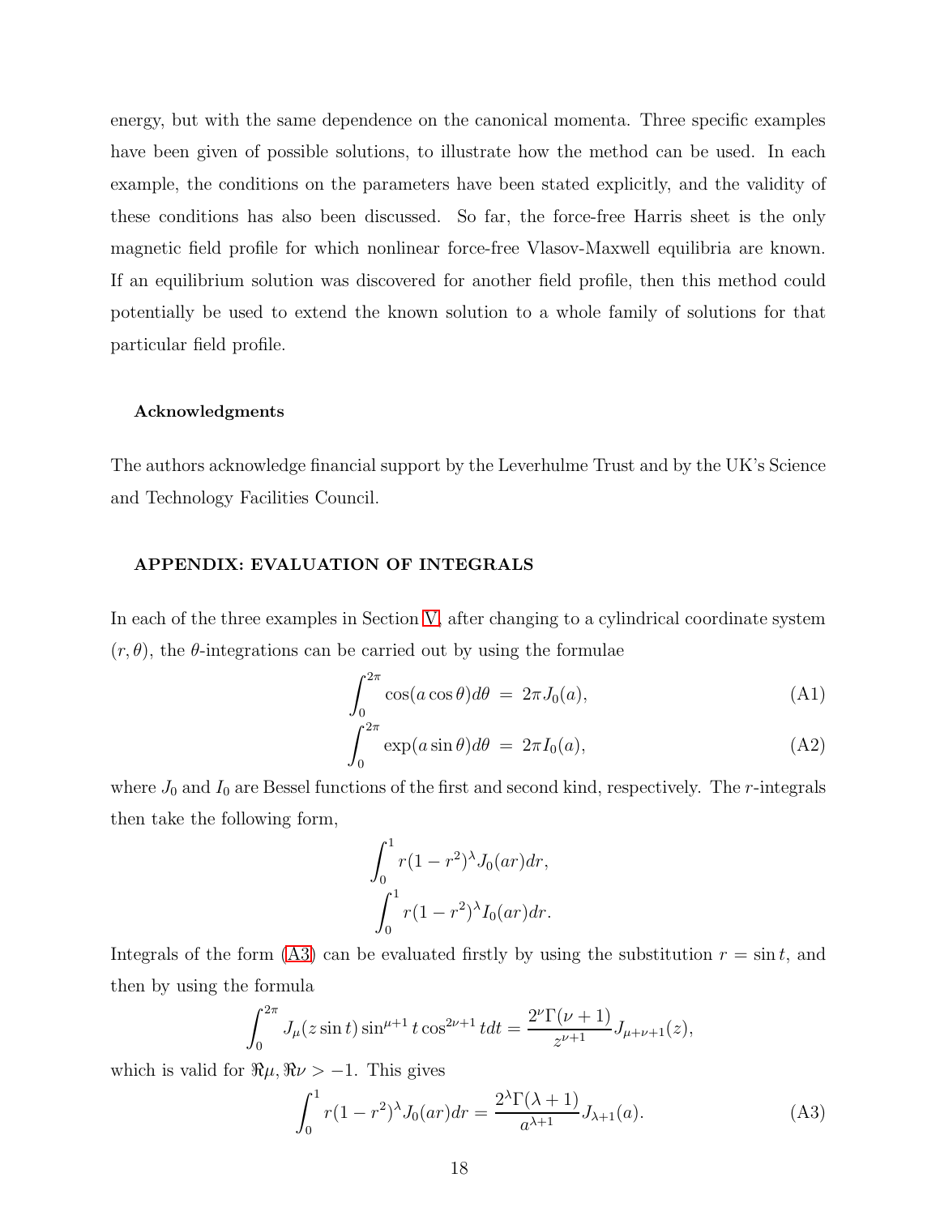energy, but with the same dependence on the canonical momenta. Three specific examples have been given of possible solutions, to illustrate how the method can be used. In each example, the conditions on the parameters have been stated explicitly, and the validity of these conditions has also been discussed. So far, the force-free Harris sheet is the only magnetic field profile for which nonlinear force-free Vlasov-Maxwell equilibria are known. If an equilibrium solution was discovered for another field profile, then this method could potentially be used to extend the known solution to a whole family of solutions for that particular field profile.

#### Acknowledgments

The authors acknowledge financial support by the Leverhulme Trust and by the UK's Science and Technology Facilities Council.

#### APPENDIX: EVALUATION OF INTEGRALS

In each of the three examples in Section V, after changing to a cylindrical coordinate system $(r, \theta)$, the $\theta$-integrations can be carried out by using the formulae

$$\int_0^{2\pi} \cos(a\cos\theta)d\theta \;=\; 2\pi J_0(a), \tag{A1}$$

$$\int_0^{2\pi} \exp(a\sin\theta)d\theta \;=\; 2\pi I_0(a), \tag{A2}$$

where $J_0$ and $I_0$ are Bessel functions of the first and second kind, respectively. The $r$-integrals then take the following form,

$$\int_0^1 r(1-r^2)^\lambda J_0(ar)dr,$$

$$\int_0^1 r(1-r^2)^\lambda I_0(ar)dr.$$

Integrals of the form (A3) can be evaluated firstly by using the substitution $r = \sin t$, and then by using the formula

$$\int_0^{2\pi} J_\mu(z\sin t)\sin^{\mu+1} t\cos^{2\nu+1} t dt = \frac{2^\nu \Gamma(\nu+1)}{z^{\nu+1}} J_{\mu+\nu+1}(z),$$

which is valid for $\Re\mu, \Re\nu > -1$. This gives

$$\int_0^1 r(1-r^2)^\lambda J_0(ar)dr = \frac{2^\lambda \Gamma(\lambda+1)}{a^{\lambda+1}} J_{\lambda+1}(a). \tag{A3}$$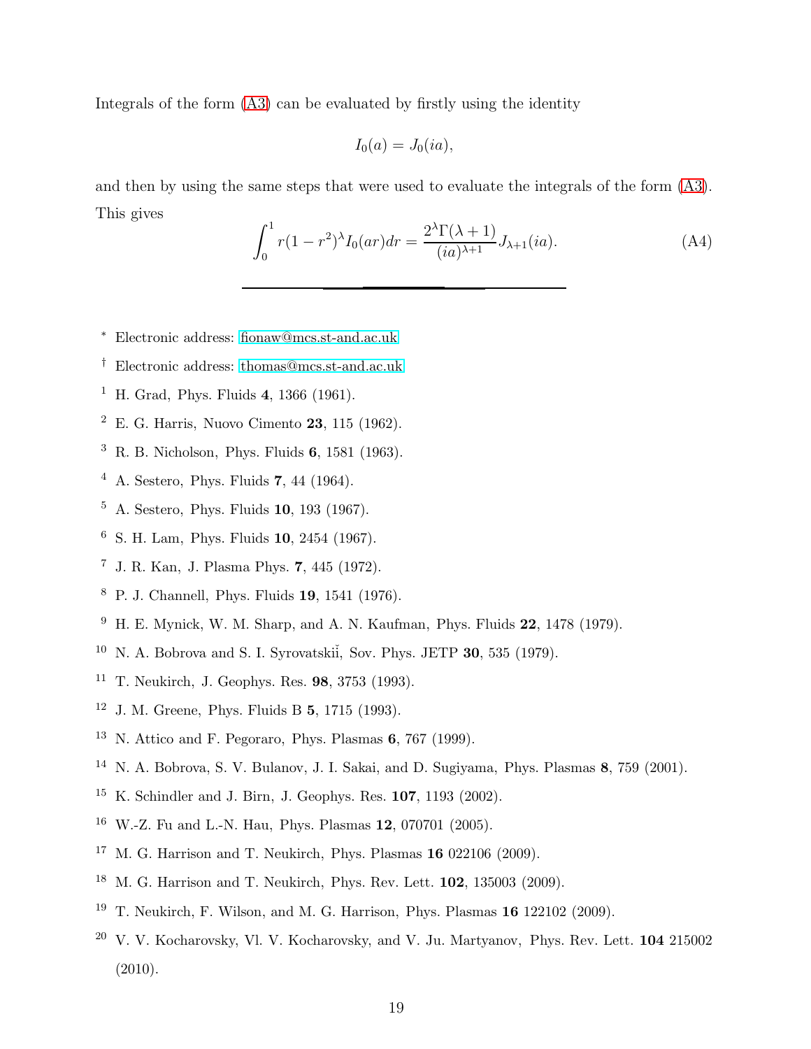Integrals of the form (A3) can be evaluated by firstly using the identity

$$I_0(a) = J_0(ia),$$

and then by using the same steps that were used to evaluate the integrals of the form (A3). This gives

$$\int_0^1 r(1-r^2)^\lambda I_0(ar)dr = \frac{2^\lambda \Gamma(\lambda+1)}{(ia)^{\lambda+1}} J_{\lambda+1}(ia). \tag{A4}$$

---

[*] Electronic address: fionaw@mcs.st-and.ac.uk

[†] Electronic address: thomas@mcs.st-and.ac.uk

[1] H. Grad, Phys. Fluids **4**, 1366 (1961).

[2] E. G. Harris, Nuovo Cimento **23**, 115 (1962).

[3] R. B. Nicholson, Phys. Fluids **6**, 1581 (1963).

[4] A. Sestero, Phys. Fluids **7**, 44 (1964).

[5] A. Sestero, Phys. Fluids **10**, 193 (1967).

[6] S. H. Lam, Phys. Fluids **10**, 2454 (1967).

[7] J. R. Kan, J. Plasma Phys. **7**, 445 (1972).

[8] P. J. Channell, Phys. Fluids **19**, 1541 (1976).

[9] H. E. Mynick, W. M. Sharp, and A. N. Kaufman, Phys. Fluids **22**, 1478 (1979).

[10] N. A. Bobrova and S. I. Syrovatskiǐ, Sov. Phys. JETP **30**, 535 (1979).

[11] T. Neukirch, J. Geophys. Res. **98**, 3753 (1993).

[12] J. M. Greene, Phys. Fluids B **5**, 1715 (1993).

[13] N. Attico and F. Pegoraro, Phys. Plasmas **6**, 767 (1999).

[14] N. A. Bobrova, S. V. Bulanov, J. I. Sakai, and D. Sugiyama, Phys. Plasmas **8**, 759 (2001).

[15] K. Schindler and J. Birn, J. Geophys. Res. **107**, 1193 (2002).

[16] W.-Z. Fu and L.-N. Hau, Phys. Plasmas **12**, 070701 (2005).

[17] M. G. Harrison and T. Neukirch, Phys. Plasmas **16** 022106 (2009).

[18] M. G. Harrison and T. Neukirch, Phys. Rev. Lett. **102**, 135003 (2009).

[19] T. Neukirch, F. Wilson, and M. G. Harrison, Phys. Plasmas **16** 122102 (2009).

[20] V. V. Kocharovsky, Vl. V. Kocharovsky, and V. Ju. Martyanov, Phys. Rev. Lett. **104** 215002 (2010).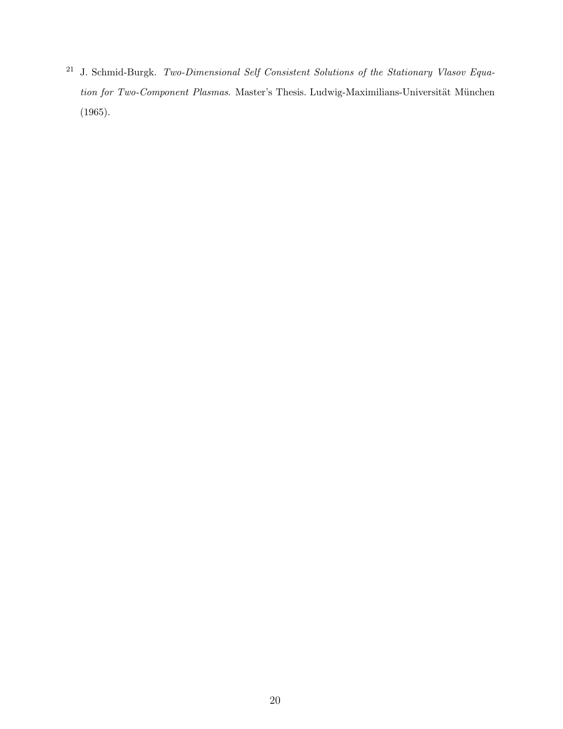[21] J. Schmid-Burgk. *Two-Dimensional Self Consistent Solutions of the Stationary Vlasov Equation for Two-Component Plasmas.* Master's Thesis. Ludwig-Maximilians-Universität München (1965).